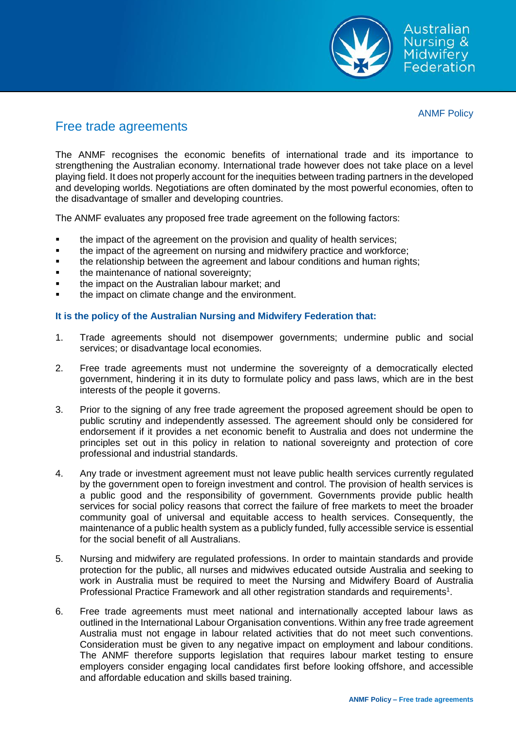ANMF Policy

# Free trade agreements

The ANMF recognises the economic benefits of international trade and its importance to strengthening the Australian economy. International trade however does not take place on a level playing field. It does not properly account for the inequities between trading partners in the developed and developing worlds. Negotiations are often dominated by the most powerful economies, often to the disadvantage of smaller and developing countries.

The ANMF evaluates any proposed free trade agreement on the following factors:

- the impact of the agreement on the provision and quality of health services;
- the impact of the agreement on nursing and midwifery practice and workforce;
- the relationship between the agreement and labour conditions and human rights;
- the maintenance of national sovereignty;
- the impact on the Australian labour market; and
- the impact on climate change and the environment.

**It is the policy of the Australian Nursing and Midwifery Federation that:**

1. Trade agreements should not disempower governments; undermine public and social services; or disadvantage local economies.

2. Free trade agreements must not undermine the sovereignty of a democratically elected government, hindering it in its duty to formulate policy and pass laws, which are in the best interests of the people it governs.

3. Prior to the signing of any free trade agreement the proposed agreement should be open to public scrutiny and independently assessed. The agreement should only be considered for endorsement if it provides a net economic benefit to Australia and does not undermine the principles set out in this policy in relation to national sovereignty and protection of core professional and industrial standards.

4. Any trade or investment agreement must not leave public health services currently regulated by the government open to foreign investment and control. The provision of health services is a public good and the responsibility of government. Governments provide public health services for social policy reasons that correct the failure of free markets to meet the broader community goal of universal and equitable access to health services. Consequently, the maintenance of a public health system as a publicly funded, fully accessible service is essential for the social benefit of all Australians.

5. Nursing and midwifery are regulated professions. In order to maintain standards and provide protection for the public, all nurses and midwives educated outside Australia and seeking to work in Australia must be required to meet the Nursing and Midwifery Board of Australia Professional Practice Framework and all other registration standards and requirements[1].

6. Free trade agreements must meet national and internationally accepted labour laws as outlined in the International Labour Organisation conventions. Within any free trade agreement Australia must not engage in labour related activities that do not meet such conventions. Consideration must be given to any negative impact on employment and labour conditions. The ANMF therefore supports legislation that requires labour market testing to ensure employers consider engaging local candidates first before looking offshore, and accessible and affordable education and skills based training.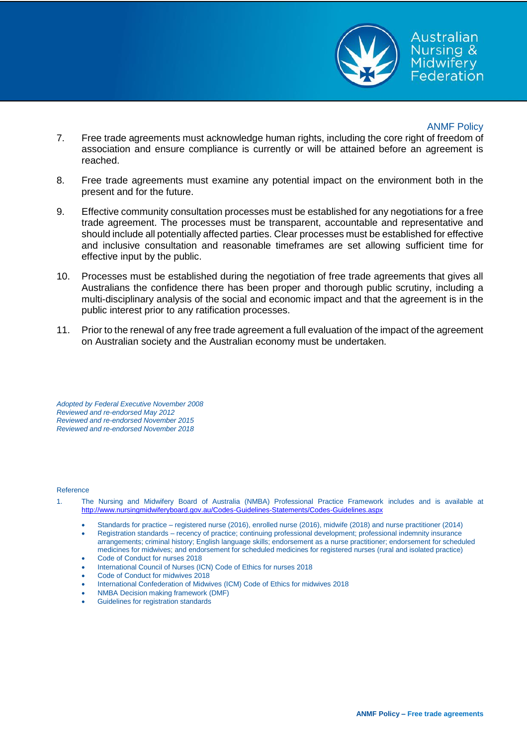7. Free trade agreements must acknowledge human rights, including the core right of freedom of association and ensure compliance is currently or will be attained before an agreement is reached.

8. Free trade agreements must examine any potential impact on the environment both in the present and for the future.

9. Effective community consultation processes must be established for any negotiations for a free trade agreement. The processes must be transparent, accountable and representative and should include all potentially affected parties. Clear processes must be established for effective and inclusive consultation and reasonable timeframes are set allowing sufficient time for effective input by the public.

10. Processes must be established during the negotiation of free trade agreements that gives all Australians the confidence there has been proper and thorough public scrutiny, including a multi-disciplinary analysis of the social and economic impact and that the agreement is in the public interest prior to any ratification processes.

11. Prior to the renewal of any free trade agreement a full evaluation of the impact of the agreement on Australian society and the Australian economy must be undertaken.

*Adopted by Federal Executive November 2008*
*Reviewed and re-endorsed May 2012*
*Reviewed and re-endorsed November 2015*
*Reviewed and re-endorsed November 2018*

Reference

1. The Nursing and Midwifery Board of Australia (NMBA) Professional Practice Framework includes and is available at http://www.nursingmidwiferyboard.gov.au/Codes-Guidelines-Statements/Codes-Guidelines.aspx
   - Standards for practice – registered nurse (2016), enrolled nurse (2016), midwife (2018) and nurse practitioner (2014)
   - Registration standards – recency of practice; continuing professional development; professional indemnity insurance arrangements; criminal history; English language skills; endorsement as a nurse practitioner; endorsement for scheduled medicines for midwives; and endorsement for scheduled medicines for registered nurses (rural and isolated practice)
   - Code of Conduct for nurses 2018
   - International Council of Nurses (ICN) Code of Ethics for nurses 2018
   - Code of Conduct for midwives 2018
   - International Confederation of Midwives (ICM) Code of Ethics for midwives 2018
   - NMBA Decision making framework (DMF)
   - Guidelines for registration standards